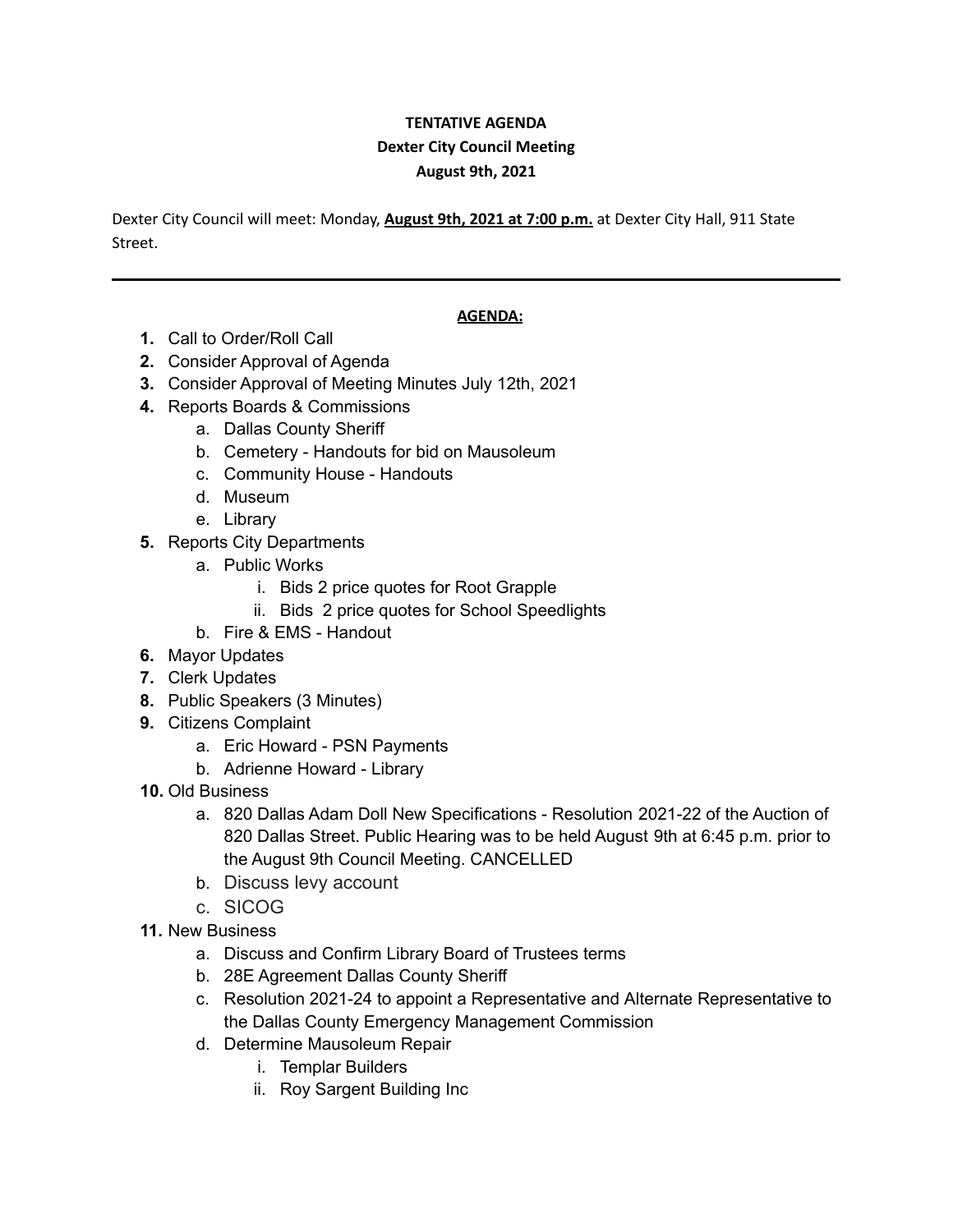**TENTATIVE AGENDA**
**Dexter City Council Meeting**
**August 9th, 2021**

Dexter City Council will meet: Monday, **August 9th, 2021 at 7:00 p.m.** at Dexter City Hall, 911 State Street.

---

**AGENDA:**

1. Call to Order/Roll Call
2. Consider Approval of Agenda
3. Consider Approval of Meeting Minutes July 12th, 2021
4. Reports Boards & Commissions
   a. Dallas County Sheriff
   b. Cemetery - Handouts for bid on Mausoleum
   c. Community House - Handouts
   d. Museum
   e. Library
5. Reports City Departments
   a. Public Works
      i. Bids 2 price quotes for Root Grapple
      ii. Bids 2 price quotes for School Speedlights
   b. Fire & EMS - Handout
6. Mayor Updates
7. Clerk Updates
8. Public Speakers (3 Minutes)
9. Citizens Complaint
   a. Eric Howard - PSN Payments
   b. Adrienne Howard - Library
10. Old Business
    a. 820 Dallas Adam Doll New Specifications - Resolution 2021-22 of the Auction of 820 Dallas Street. Public Hearing was to be held August 9th at 6:45 p.m. prior to the August 9th Council Meeting. CANCELLED
    b. Discuss levy account
    c. SICOG
11. New Business
    a. Discuss and Confirm Library Board of Trustees terms
    b. 28E Agreement Dallas County Sheriff
    c. Resolution 2021-24 to appoint a Representative and Alternate Representative to the Dallas County Emergency Management Commission
    d. Determine Mausoleum Repair
       i. Templar Builders
       ii. Roy Sargent Building Inc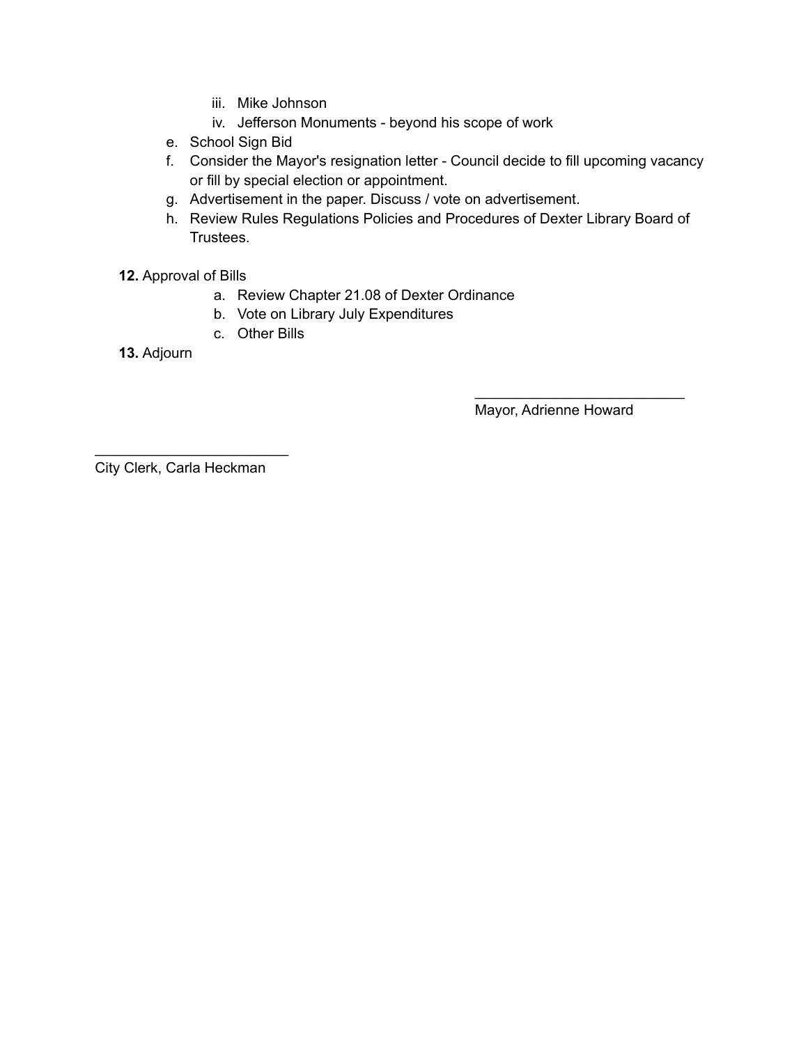iii. Mike Johnson
   iv. Jefferson Monuments - beyond his scope of work

e. School Sign Bid
f. Consider the Mayor's resignation letter - Council decide to fill upcoming vacancy or fill by special election or appointment.
g. Advertisement in the paper. Discuss / vote on advertisement.
h. Review Rules Regulations Policies and Procedures of Dexter Library Board of Trustees.

**12.** Approval of Bills

   a. Review Chapter 21.08 of Dexter Ordinance
   b. Vote on Library July Expenditures
   c. Other Bills

**13.** Adjourn

___________________________
Mayor, Adrienne Howard

_________________________
City Clerk, Carla Heckman